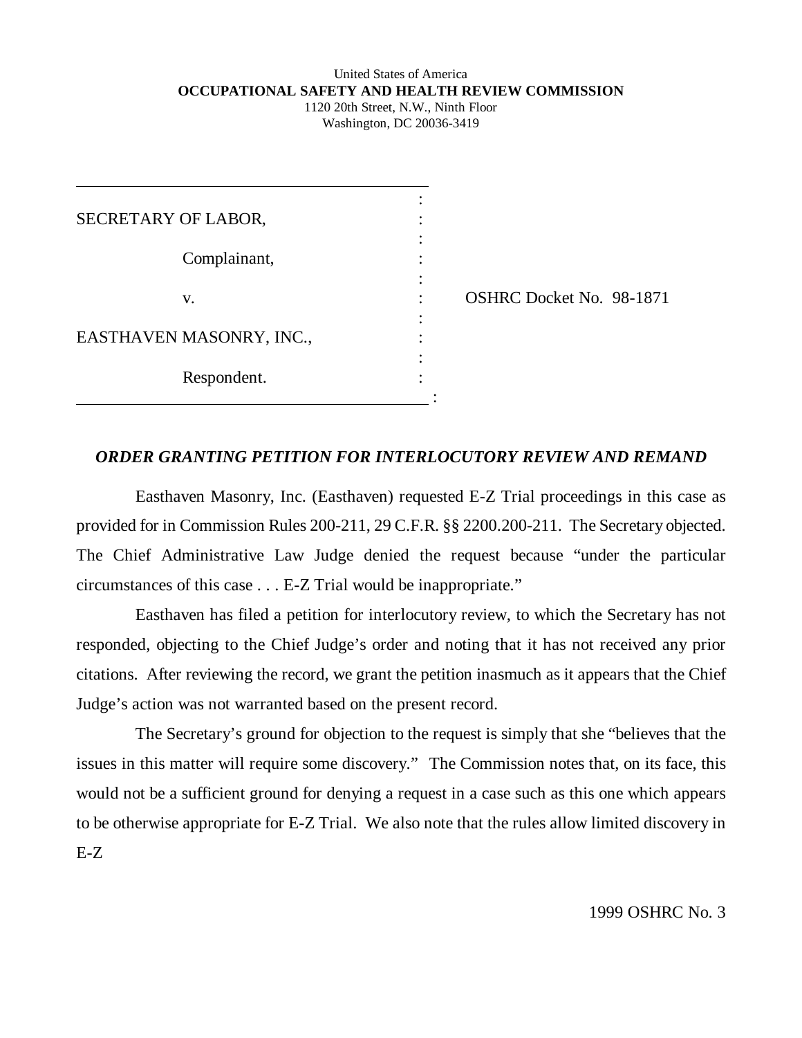United States of America

**OCCUPATIONAL SAFETY AND HEALTH REVIEW COMMISSION**

1120 20th Street, N.W., Ninth Floor
Washington, DC 20036-3419

| | |
|---|---|
| SECRETARY OF LABOR, Complainant, v. EASTHAVEN MASONRY, INC., Respondent. | OSHRC Docket No. 98-1871 |

## *ORDER GRANTING PETITION FOR INTERLOCUTORY REVIEW AND REMAND*

Easthaven Masonry, Inc. (Easthaven) requested E-Z Trial proceedings in this case as provided for in Commission Rules 200-211, 29 C.F.R. §§ 2200.200-211. The Secretary objected. The Chief Administrative Law Judge denied the request because "under the particular circumstances of this case . . . E-Z Trial would be inappropriate."

Easthaven has filed a petition for interlocutory review, to which the Secretary has not responded, objecting to the Chief Judge's order and noting that it has not received any prior citations. After reviewing the record, we grant the petition inasmuch as it appears that the Chief Judge's action was not warranted based on the present record.

The Secretary's ground for objection to the request is simply that she "believes that the issues in this matter will require some discovery." The Commission notes that, on its face, this would not be a sufficient ground for denying a request in a case such as this one which appears to be otherwise appropriate for E-Z Trial. We also note that the rules allow limited discovery in E-Z

1999 OSHRC No. 3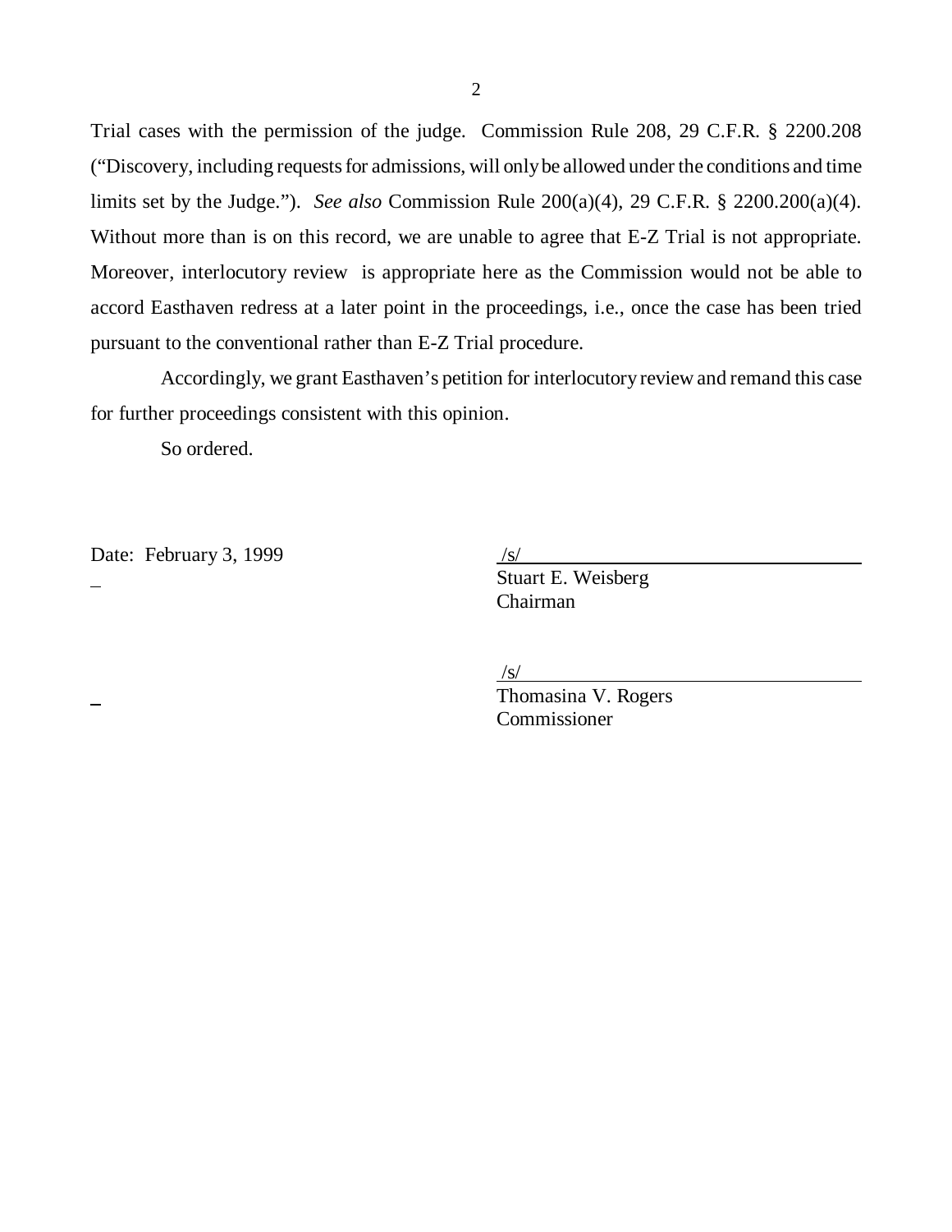Trial cases with the permission of the judge. Commission Rule 208, 29 C.F.R. § 2200.208 ("Discovery, including requests for admissions, will only be allowed under the conditions and time limits set by the Judge."). *See also* Commission Rule 200(a)(4), 29 C.F.R. § 2200.200(a)(4). Without more than is on this record, we are unable to agree that E-Z Trial is not appropriate. Moreover, interlocutory review is appropriate here as the Commission would not be able to accord Easthaven redress at a later point in the proceedings, i.e., once the case has been tried pursuant to the conventional rather than E-Z Trial procedure.

Accordingly, we grant Easthaven's petition for interlocutory review and remand this case for further proceedings consistent with this opinion.

So ordered.

Date: February 3, 1999

/s/
Stuart E. Weisberg
Chairman

/s/
Thomasina V. Rogers
Commissioner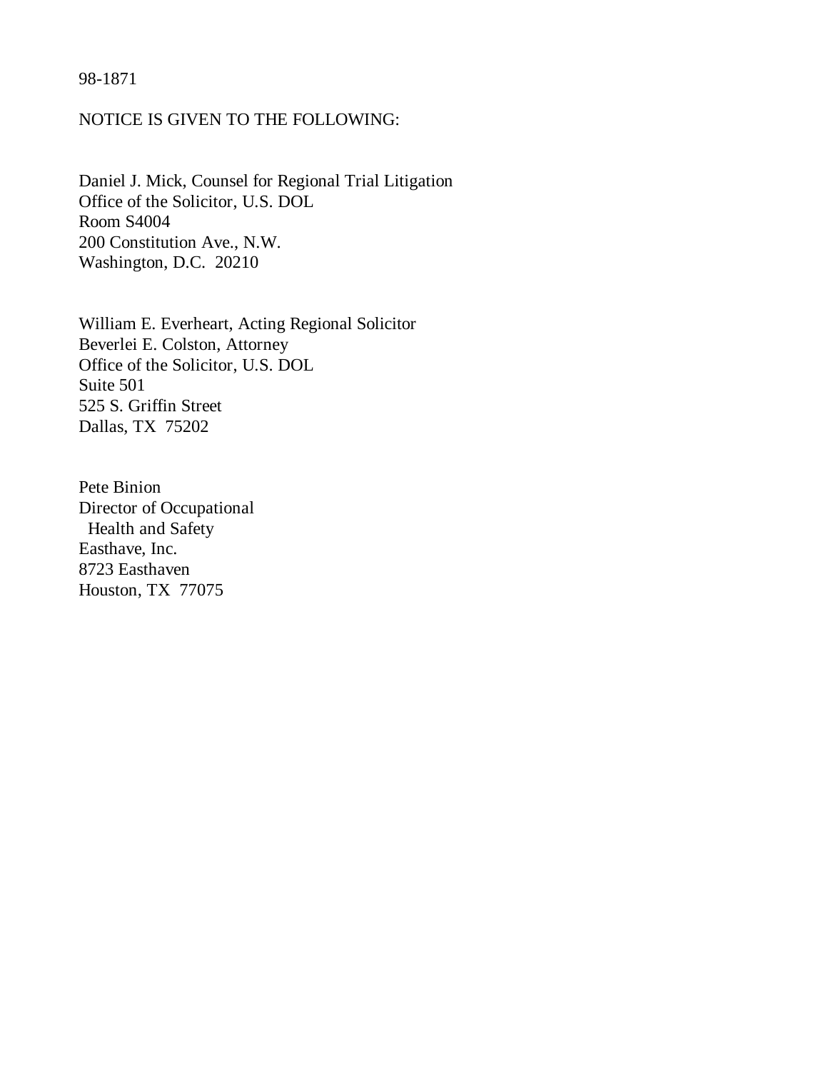98-1871

NOTICE IS GIVEN TO THE FOLLOWING:

Daniel J. Mick, Counsel for Regional Trial Litigation
Office of the Solicitor, U.S. DOL
Room S4004
200 Constitution Ave., N.W.
Washington, D.C. 20210

William E. Everheart, Acting Regional Solicitor
Beverlei E. Colston, Attorney
Office of the Solicitor, U.S. DOL
Suite 501
525 S. Griffin Street
Dallas, TX 75202

Pete Binion
Director of Occupational
Health and Safety
Easthave, Inc.
8723 Easthaven
Houston, TX 77075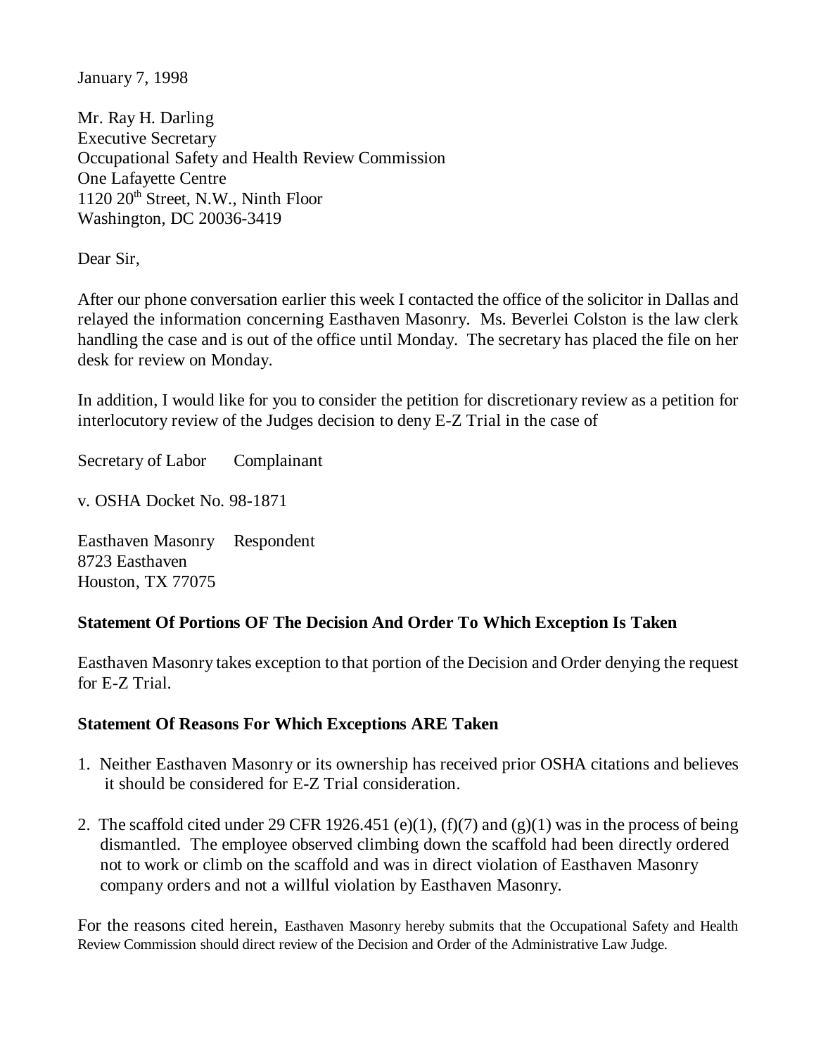January 7, 1998

Mr. Ray H. Darling
Executive Secretary
Occupational Safety and Health Review Commission
One Lafayette Centre
1120 20th Street, N.W., Ninth Floor
Washington, DC 20036-3419

Dear Sir,

After our phone conversation earlier this week I contacted the office of the solicitor in Dallas and relayed the information concerning Easthaven Masonry. Ms. Beverlei Colston is the law clerk handling the case and is out of the office until Monday. The secretary has placed the file on her desk for review on Monday.

In addition, I would like for you to consider the petition for discretionary review as a petition for interlocutory review of the Judges decision to deny E-Z Trial in the case of

Secretary of Labor Complainant

v. OSHA Docket No. 98-1871

Easthaven Masonry Respondent
8723 Easthaven
Houston, TX 77075

**Statement Of Portions OF The Decision And Order To Which Exception Is Taken**

Easthaven Masonry takes exception to that portion of the Decision and Order denying the request for E-Z Trial.

**Statement Of Reasons For Which Exceptions ARE Taken**

1. Neither Easthaven Masonry or its ownership has received prior OSHA citations and believes it should be considered for E-Z Trial consideration.
2. The scaffold cited under 29 CFR 1926.451 (e)(1), (f)(7) and (g)(1) was in the process of being dismantled. The employee observed climbing down the scaffold had been directly ordered not to work or climb on the scaffold and was in direct violation of Easthaven Masonry company orders and not a willful violation by Easthaven Masonry.

For the reasons cited herein, Easthaven Masonry hereby submits that the Occupational Safety and Health Review Commission should direct review of the Decision and Order of the Administrative Law Judge.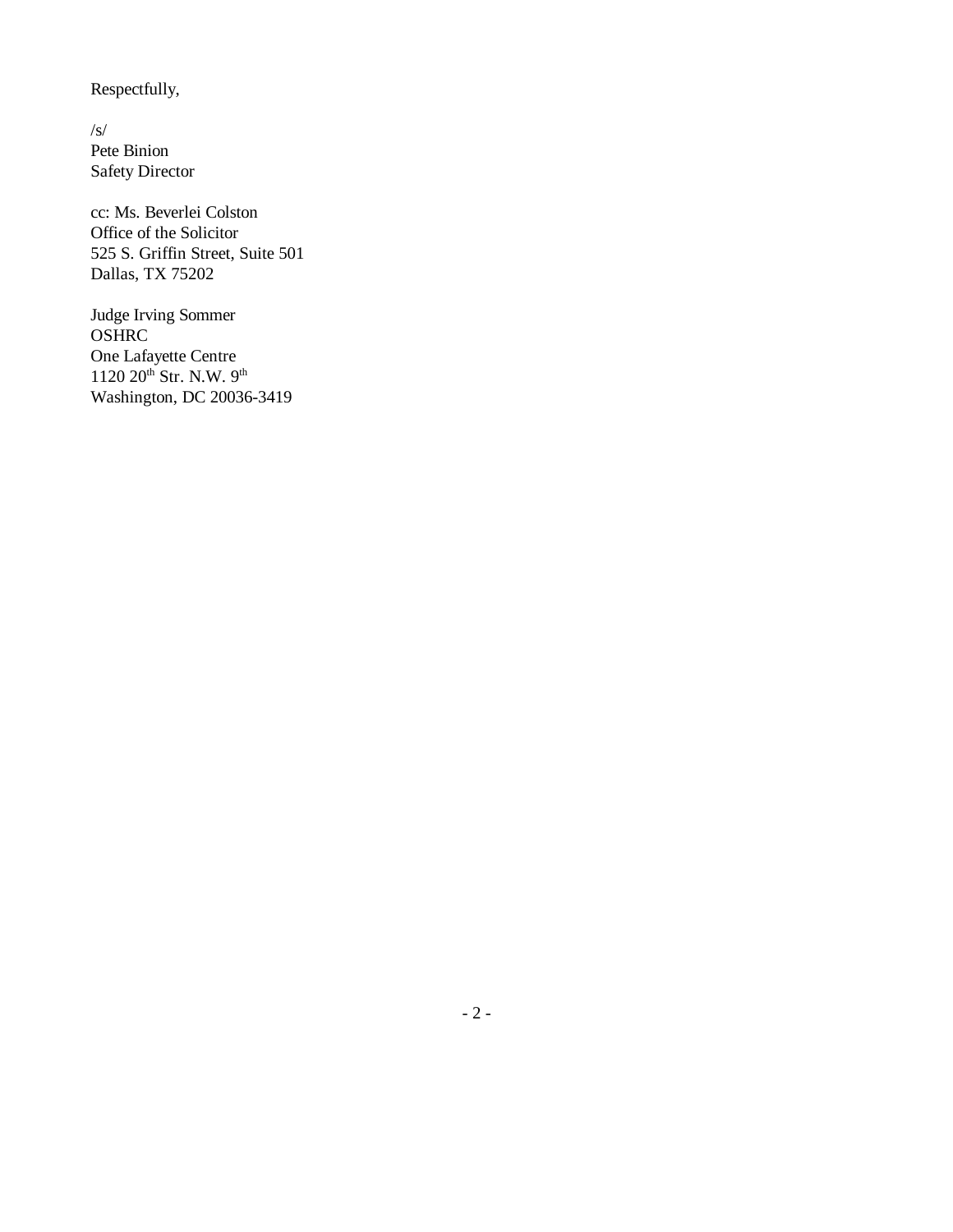Respectfully,

/s/
Pete Binion
Safety Director

cc: Ms. Beverlei Colston
Office of the Solicitor
525 S. Griffin Street, Suite 501
Dallas, TX 75202

Judge Irving Sommer
OSHRC
One Lafayette Centre
1120 20th Str. N.W. 9th
Washington, DC 20036-3419